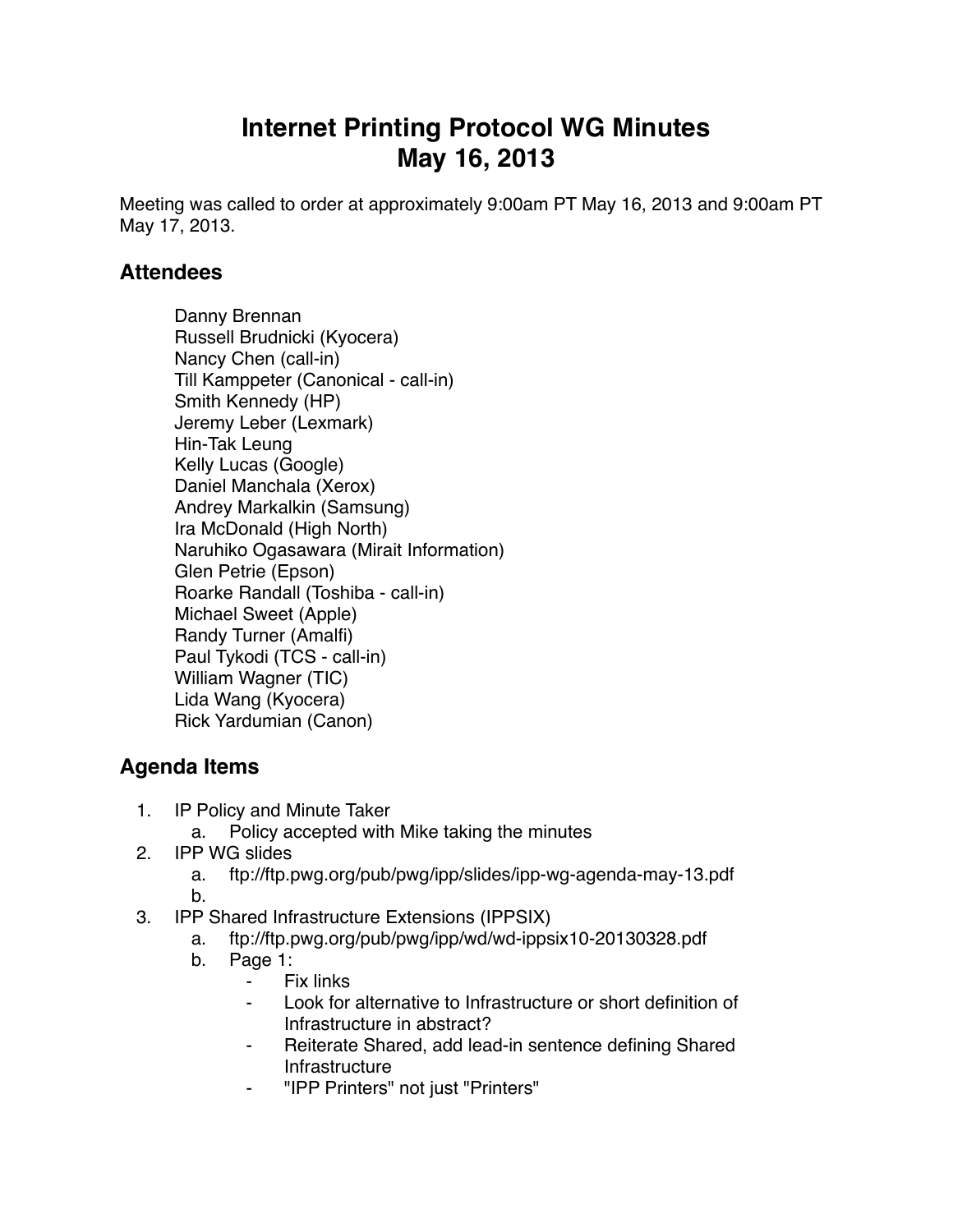# Internet Printing Protocol WG Minutes
# May 16, 2013

Meeting was called to order at approximately 9:00am PT May 16, 2013 and 9:00am PT May 17, 2013.

## Attendees

Danny Brennan
Russell Brudnicki (Kyocera)
Nancy Chen (call-in)
Till Kamppeter (Canonical - call-in)
Smith Kennedy (HP)
Jeremy Leber (Lexmark)
Hin-Tak Leung
Kelly Lucas (Google)
Daniel Manchala (Xerox)
Andrey Markalkin (Samsung)
Ira McDonald (High North)
Naruhiko Ogasawara (Mirait Information)
Glen Petrie (Epson)
Roarke Randall (Toshiba - call-in)
Michael Sweet (Apple)
Randy Turner (Amalfi)
Paul Tykodi (TCS - call-in)
William Wagner (TIC)
Lida Wang (Kyocera)
Rick Yardumian (Canon)

## Agenda Items

1. IP Policy and Minute Taker
   a. Policy accepted with Mike taking the minutes
2. IPP WG slides
   a. ftp://ftp.pwg.org/pub/pwg/ipp/slides/ipp-wg-agenda-may-13.pdf
   b.
3. IPP Shared Infrastructure Extensions (IPPSIX)
   a. ftp://ftp.pwg.org/pub/pwg/ipp/wd/wd-ippsix10-20130328.pdf
   b. Page 1:
      - Fix links
      - Look for alternative to Infrastructure or short definition of Infrastructure in abstract?
      - Reiterate Shared, add lead-in sentence defining Shared Infrastructure
      - "IPP Printers" not just "Printers"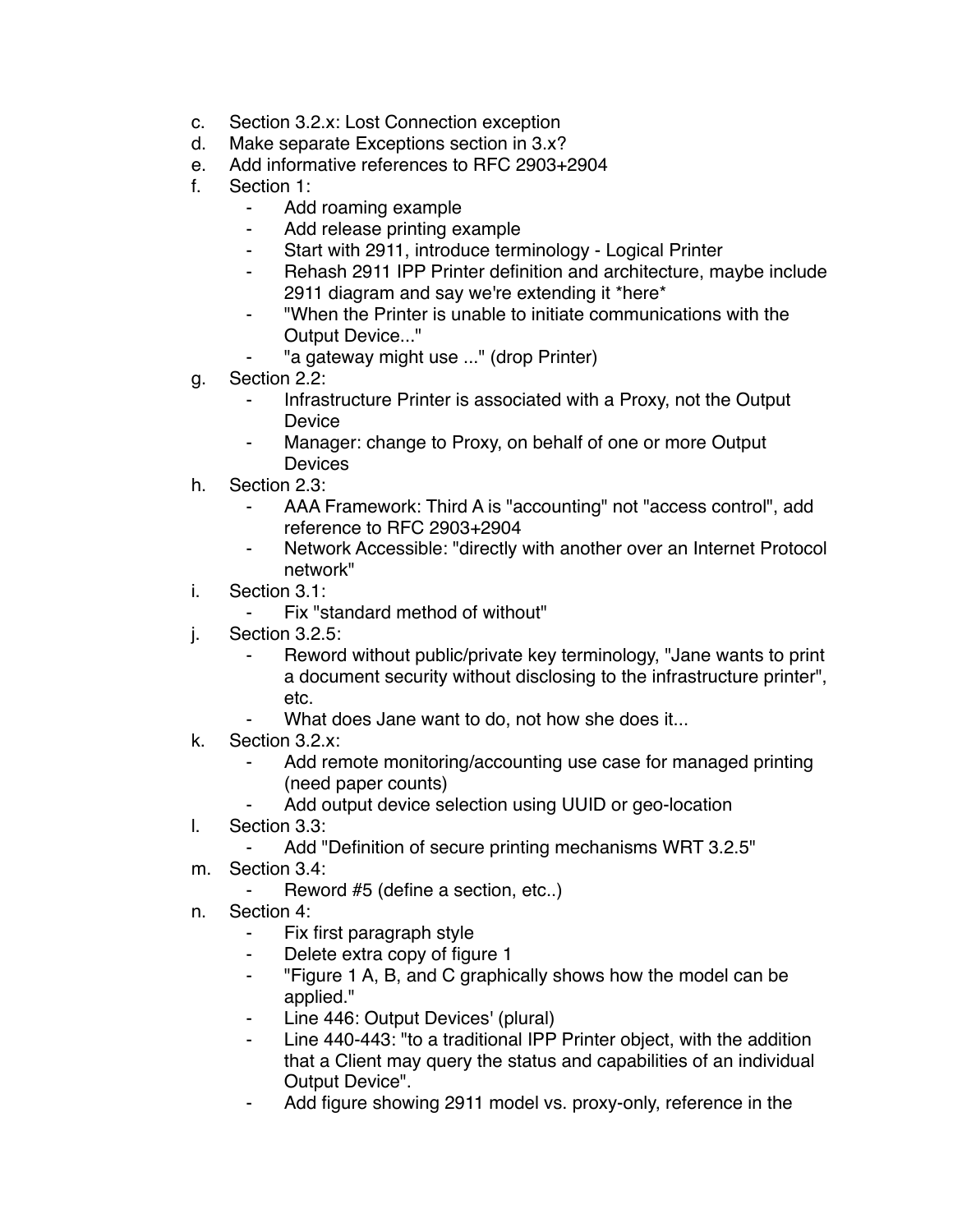c. Section 3.2.x: Lost Connection exception
d. Make separate Exceptions section in 3.x?
e. Add informative references to RFC 2903+2904
f. Section 1:
    - Add roaming example
    - Add release printing example
    - Start with 2911, introduce terminology - Logical Printer
    - Rehash 2911 IPP Printer definition and architecture, maybe include 2911 diagram and say we're extending it *here*
    - "When the Printer is unable to initiate communications with the Output Device..."
    - "a gateway might use ..." (drop Printer)
g. Section 2.2:
    - Infrastructure Printer is associated with a Proxy, not the Output Device
    - Manager: change to Proxy, on behalf of one or more Output Devices
h. Section 2.3:
    - AAA Framework: Third A is "accounting" not "access control", add reference to RFC 2903+2904
    - Network Accessible: "directly with another over an Internet Protocol network"
i. Section 3.1:
    - Fix "standard method of without"
j. Section 3.2.5:
    - Reword without public/private key terminology, "Jane wants to print a document security without disclosing to the infrastructure printer", etc.
    - What does Jane want to do, not how she does it...
k. Section 3.2.x:
    - Add remote monitoring/accounting use case for managed printing (need paper counts)
    - Add output device selection using UUID or geo-location
l. Section 3.3:
    - Add "Definition of secure printing mechanisms WRT 3.2.5"
m. Section 3.4:
    - Reword #5 (define a section, etc..)
n. Section 4:
    - Fix first paragraph style
    - Delete extra copy of figure 1
    - "Figure 1 A, B, and C graphically shows how the model can be applied."
    - Line 446: Output Devices' (plural)
    - Line 440-443: "to a traditional IPP Printer object, with the addition that a Client may query the status and capabilities of an individual Output Device".
    - Add figure showing 2911 model vs. proxy-only, reference in the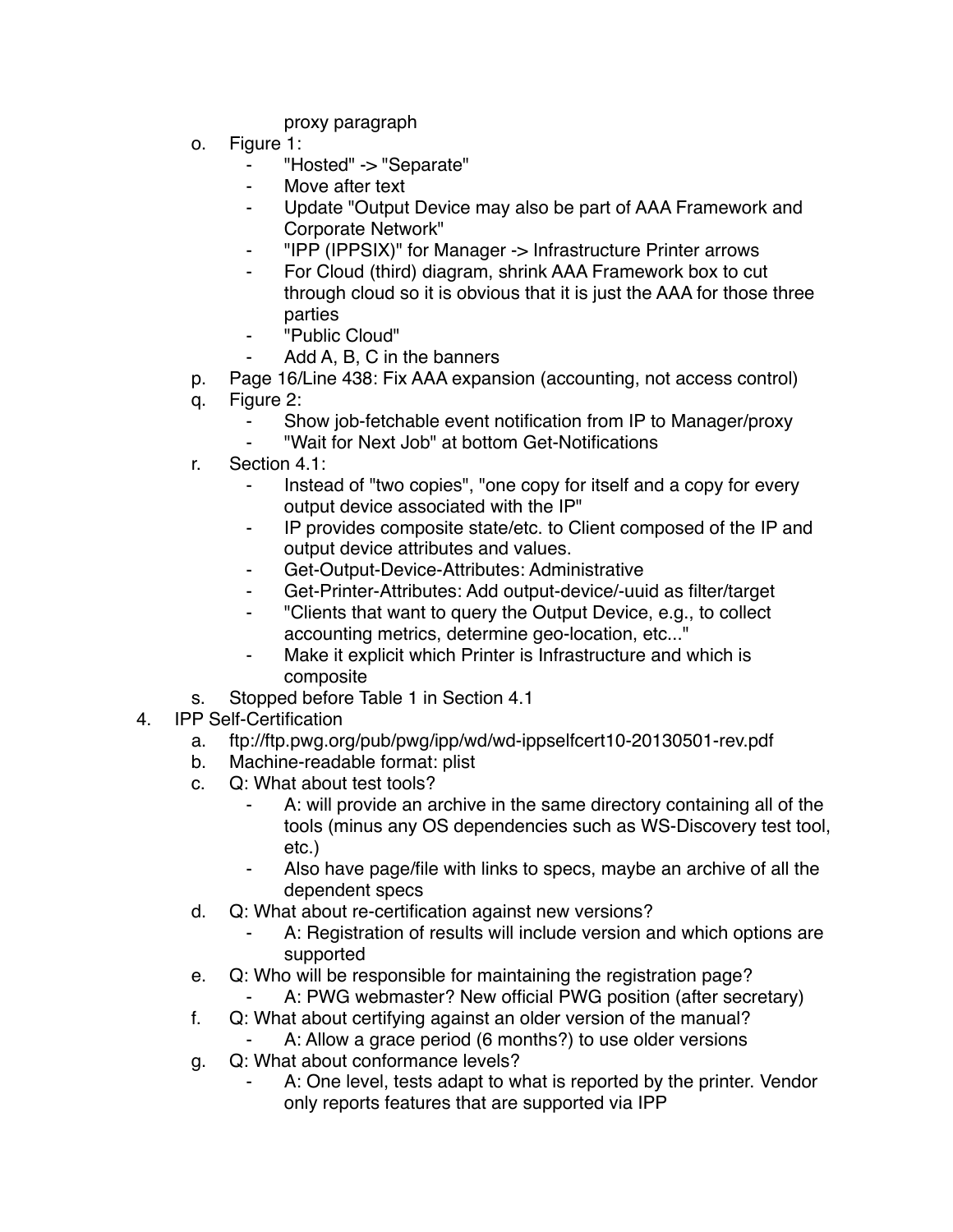proxy paragraph

o. Figure 1:
    - "Hosted" -> "Separate"
    - Move after text
    - Update "Output Device may also be part of AAA Framework and Corporate Network"
    - "IPP (IPPSIX)" for Manager -> Infrastructure Printer arrows
    - For Cloud (third) diagram, shrink AAA Framework box to cut through cloud so it is obvious that it is just the AAA for those three parties
    - "Public Cloud"
    - Add A, B, C in the banners

p. Page 16/Line 438: Fix AAA expansion (accounting, not access control)

q. Figure 2:
    - Show job-fetchable event notification from IP to Manager/proxy
    - "Wait for Next Job" at bottom Get-Notifications

r. Section 4.1:
    - Instead of "two copies", "one copy for itself and a copy for every output device associated with the IP"
    - IP provides composite state/etc. to Client composed of the IP and output device attributes and values.
    - Get-Output-Device-Attributes: Administrative
    - Get-Printer-Attributes: Add output-device/-uuid as filter/target
    - "Clients that want to query the Output Device, e.g., to collect accounting metrics, determine geo-location, etc..."
    - Make it explicit which Printer is Infrastructure and which is composite

s. Stopped before Table 1 in Section 4.1

4. IPP Self-Certification

    a. ftp://ftp.pwg.org/pub/pwg/ipp/wd/wd-ippselfcert10-20130501-rev.pdf

    b. Machine-readable format: plist

    c. Q: What about test tools?
        - A: will provide an archive in the same directory containing all of the tools (minus any OS dependencies such as WS-Discovery test tool, etc.)
        - Also have page/file with links to specs, maybe an archive of all the dependent specs

    d. Q: What about re-certification against new versions?
        - A: Registration of results will include version and which options are supported

    e. Q: Who will be responsible for maintaining the registration page?
        - A: PWG webmaster? New official PWG position (after secretary)

    f. Q: What about certifying against an older version of the manual?
        - A: Allow a grace period (6 months?) to use older versions

    g. Q: What about conformance levels?
        - A: One level, tests adapt to what is reported by the printer. Vendor only reports features that are supported via IPP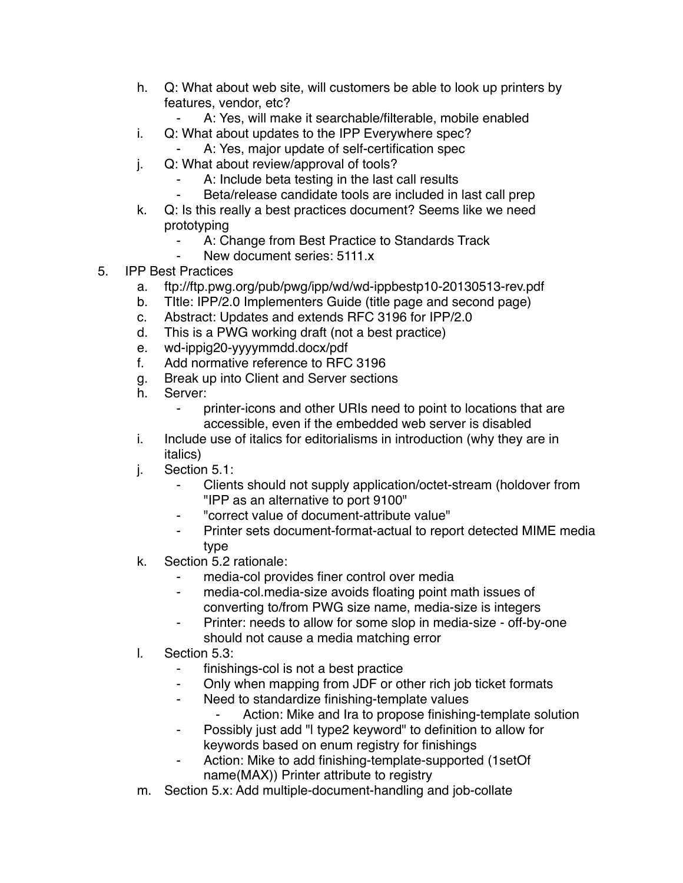h. Q: What about web site, will customers be able to look up printers by features, vendor, etc?
    - A: Yes, will make it searchable/filterable, mobile enabled
i. Q: What about updates to the IPP Everywhere spec?
    - A: Yes, major update of self-certification spec
j. Q: What about review/approval of tools?
    - A: Include beta testing in the last call results
    - Beta/release candidate tools are included in last call prep
k. Q: Is this really a best practices document? Seems like we need prototyping
    - A: Change from Best Practice to Standards Track
    - New document series: 5111.x

5. IPP Best Practices
    a. ftp://ftp.pwg.org/pub/pwg/ipp/wd/wd-ippbestp10-20130513-rev.pdf
    b. TItle: IPP/2.0 Implementers Guide (title page and second page)
    c. Abstract: Updates and extends RFC 3196 for IPP/2.0
    d. This is a PWG working draft (not a best practice)
    e. wd-ippig20-yyyymmdd.docx/pdf
    f. Add normative reference to RFC 3196
    g. Break up into Client and Server sections
    h. Server:
        - printer-icons and other URIs need to point to locations that are accessible, even if the embedded web server is disabled
    i. Include use of italics for editorialisms in introduction (why they are in italics)
    j. Section 5.1:
        - Clients should not supply application/octet-stream (holdover from "IPP as an alternative to port 9100"
        - "correct value of document-attribute value"
        - Printer sets document-format-actual to report detected MIME media type
    k. Section 5.2 rationale:
        - media-col provides finer control over media
        - media-col.media-size avoids floating point math issues of converting to/from PWG size name, media-size is integers
        - Printer: needs to allow for some slop in media-size - off-by-one should not cause a media matching error
    l. Section 5.3:
        - finishings-col is not a best practice
        - Only when mapping from JDF or other rich job ticket formats
        - Need to standardize finishing-template values
            - Action: Mike and Ira to propose finishing-template solution
        - Possibly just add "| type2 keyword" to definition to allow for keywords based on enum registry for finishings
        - Action: Mike to add finishing-template-supported (1setOf name(MAX)) Printer attribute to registry
    m. Section 5.x: Add multiple-document-handling and job-collate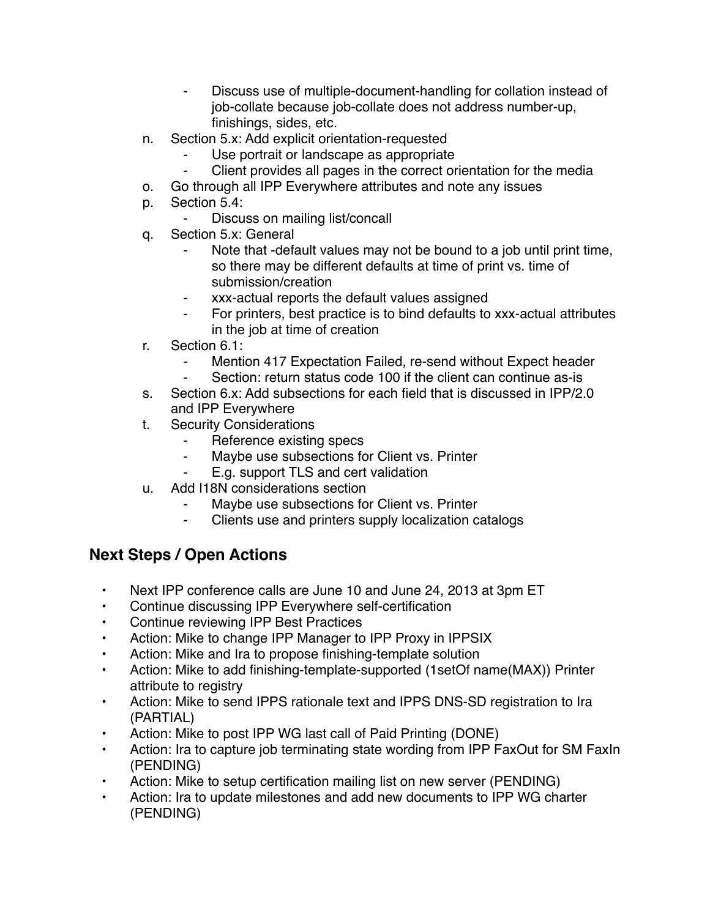- Discuss use of multiple-document-handling for collation instead of job-collate because job-collate does not address number-up, finishings, sides, etc.

n. Section 5.x: Add explicit orientation-requested
    - Use portrait or landscape as appropriate
    - Client provides all pages in the correct orientation for the media
o. Go through all IPP Everywhere attributes and note any issues
p. Section 5.4:
    - Discuss on mailing list/concall
q. Section 5.x: General
    - Note that -default values may not be bound to a job until print time, so there may be different defaults at time of print vs. time of submission/creation
    - xxx-actual reports the default values assigned
    - For printers, best practice is to bind defaults to xxx-actual attributes in the job at time of creation
r. Section 6.1:
    - Mention 417 Expectation Failed, re-send without Expect header
    - Section: return status code 100 if the client can continue as-is
s. Section 6.x: Add subsections for each field that is discussed in IPP/2.0 and IPP Everywhere
t. Security Considerations
    - Reference existing specs
    - Maybe use subsections for Client vs. Printer
    - E.g. support TLS and cert validation
u. Add I18N considerations section
    - Maybe use subsections for Client vs. Printer
    - Clients use and printers supply localization catalogs

## Next Steps / Open Actions

- Next IPP conference calls are June 10 and June 24, 2013 at 3pm ET
- Continue discussing IPP Everywhere self-certification
- Continue reviewing IPP Best Practices
- Action: Mike to change IPP Manager to IPP Proxy in IPPSIX
- Action: Mike and Ira to propose finishing-template solution
- Action: Mike to add finishing-template-supported (1setOf name(MAX)) Printer attribute to registry
- Action: Mike to send IPPS rationale text and IPPS DNS-SD registration to Ira (PARTIAL)
- Action: Mike to post IPP WG last call of Paid Printing (DONE)
- Action: Ira to capture job terminating state wording from IPP FaxOut for SM FaxIn (PENDING)
- Action: Mike to setup certification mailing list on new server (PENDING)
- Action: Ira to update milestones and add new documents to IPP WG charter (PENDING)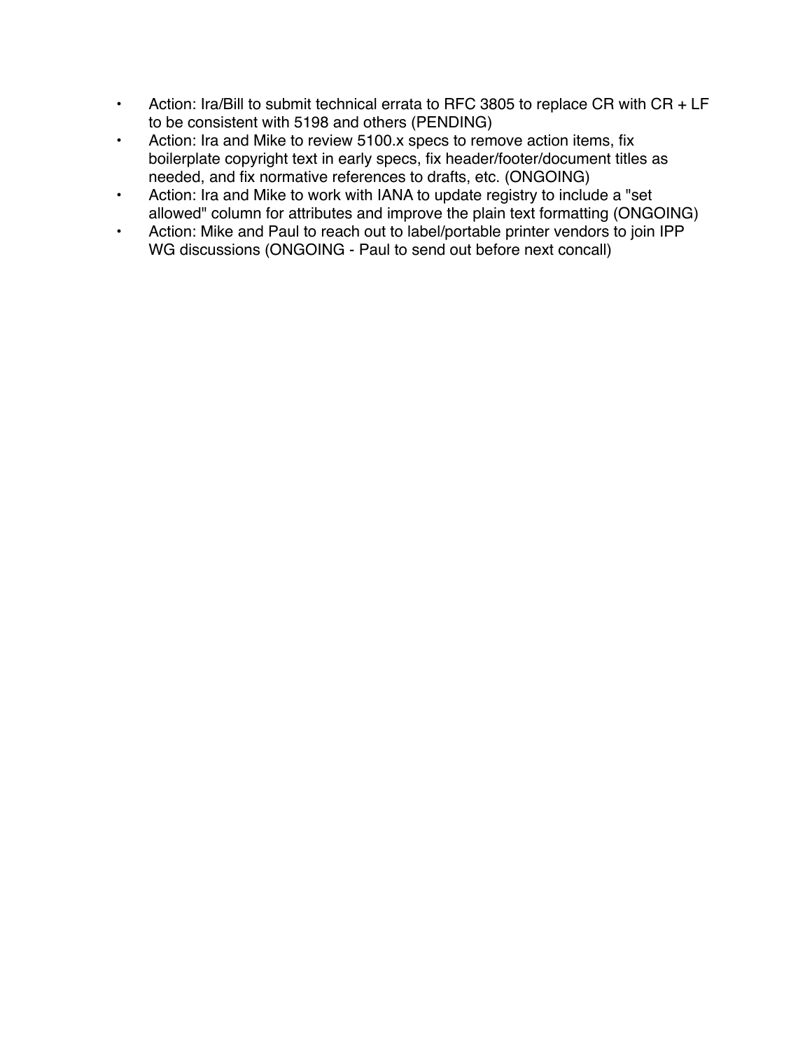- Action: Ira/Bill to submit technical errata to RFC 3805 to replace CR with CR + LF to be consistent with 5198 and others (PENDING)
- Action: Ira and Mike to review 5100.x specs to remove action items, fix boilerplate copyright text in early specs, fix header/footer/document titles as needed, and fix normative references to drafts, etc. (ONGOING)
- Action: Ira and Mike to work with IANA to update registry to include a "set allowed" column for attributes and improve the plain text formatting (ONGOING)
- Action: Mike and Paul to reach out to label/portable printer vendors to join IPP WG discussions (ONGOING - Paul to send out before next concall)